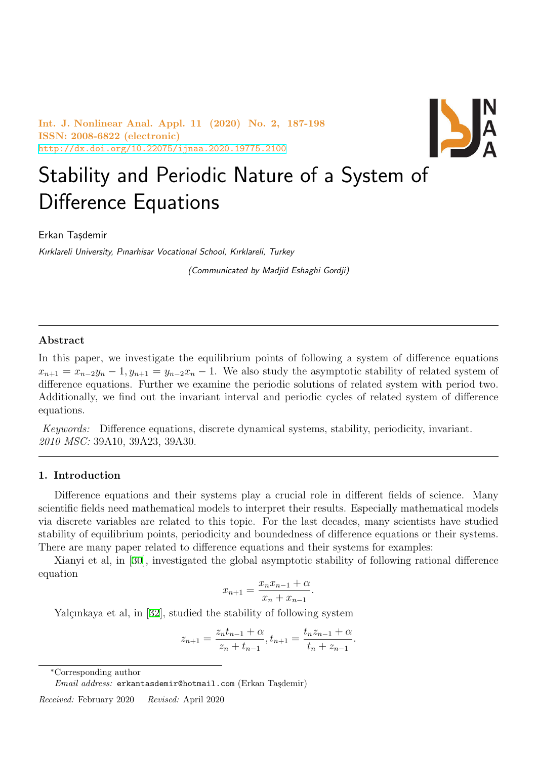# Stability and Periodic Nature of a System of Difference Equations

Erkan Taşdemir

*Kırklareli University, Pınarhisar Vocational School, Kırklareli, Turkey*

*(Communicated by Madjid Eshaghi Gordji)*

---

### Abstract

In this paper, we investigate the equilibrium points of following a system of difference equations $x_{n+1} = x_{n-2}y_n - 1, y_{n+1} = y_{n-2}x_n - 1$. We also study the asymptotic stability of related system of difference equations. Further we examine the periodic solutions of related system with period two. Additionally, we find out the invariant interval and periodic cycles of related system of difference equations.

*Keywords:* Difference equations, discrete dynamical systems, stability, periodicity, invariant.
*2010 MSC:* 39A10, 39A23, 39A30.

---

## 1. Introduction

Difference equations and their systems play a crucial role in different fields of science. Many scientific fields need mathematical models to interpret their results. Especially mathematical models via discrete variables are related to this topic. For the last decades, many scientists have studied stability of equilibrium points, periodicity and boundedness of difference equations or their systems. There are many paper related to difference equations and their systems for examples:

Xianyi et al, in [30], investigated the global asymptotic stability of following rational difference equation

$$x_{n+1} = \frac{x_n x_{n-1} + \alpha}{x_n + x_{n-1}}.$$

Yalçınkaya et al, in [32], studied the stability of following system

$$z_{n+1} = \frac{z_n t_{n-1} + \alpha}{z_n + t_{n-1}}, t_{n+1} = \frac{t_n z_{n-1} + \alpha}{t_n + z_{n-1}}.$$

---

*Corresponding author

*Email address:* erkantasdemir@hotmail.com (Erkan Taşdemir)

*Received:* February 2020 *Revised:* April 2020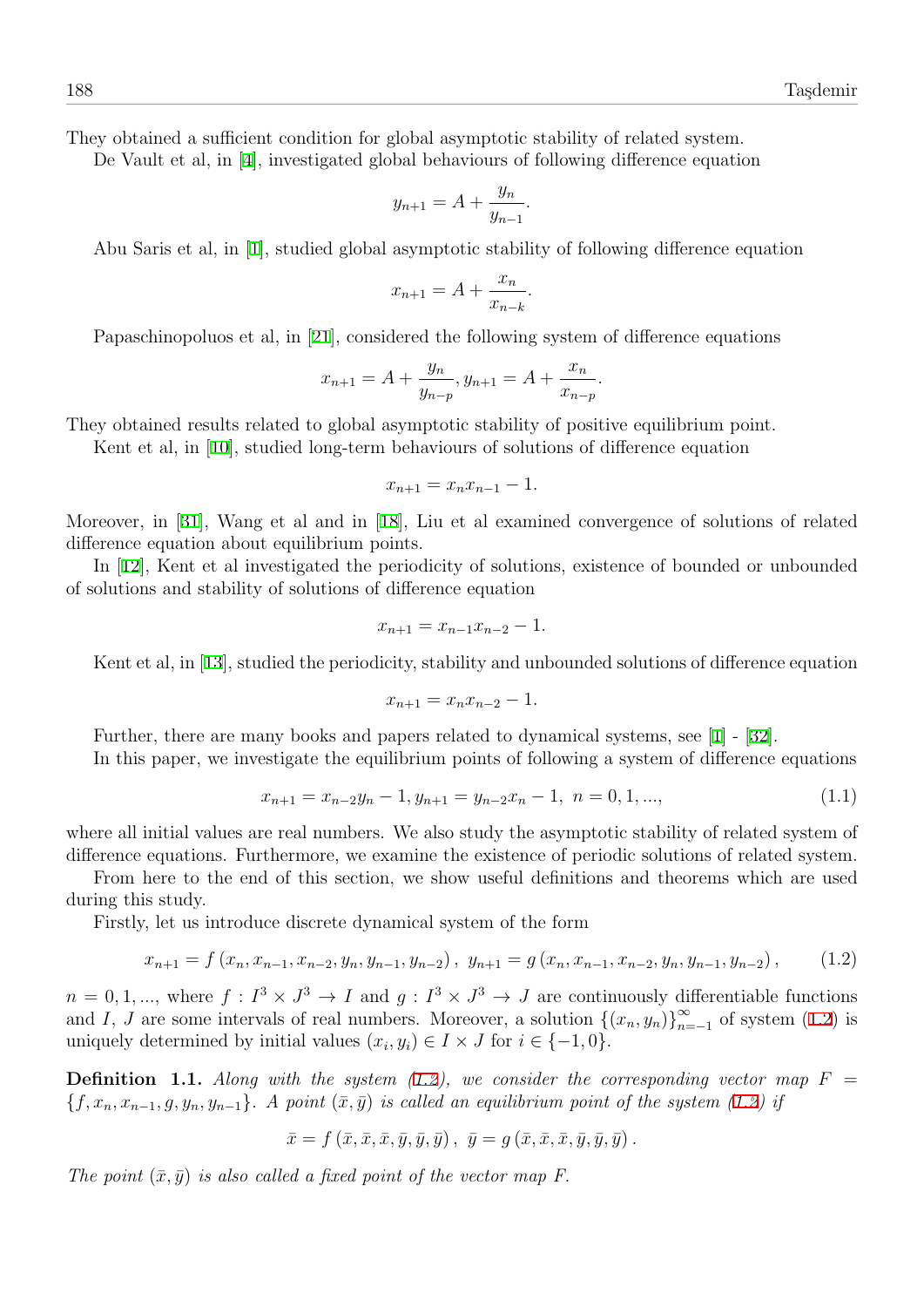They obtained a sufficient condition for global asymptotic stability of related system.

De Vault et al, in [4], investigated global behaviours of following difference equation

$$y_{n+1} = A + \frac{y_n}{y_{n-1}}.$$

Abu Saris et al, in [1], studied global asymptotic stability of following difference equation

$$x_{n+1} = A + \frac{x_n}{x_{n-k}}.$$

Papaschinopoluos et al, in [21], considered the following system of difference equations

$$x_{n+1} = A + \frac{y_n}{y_{n-p}}, y_{n+1} = A + \frac{x_n}{x_{n-p}}.$$

They obtained results related to global asymptotic stability of positive equilibrium point.

Kent et al, in [10], studied long-term behaviours of solutions of difference equation

$$x_{n+1} = x_n x_{n-1} - 1.$$

Moreover, in [31], Wang et al and in [18], Liu et al examined convergence of solutions of related difference equation about equilibrium points.

In [12], Kent et al investigated the periodicity of solutions, existence of bounded or unbounded of solutions and stability of solutions of difference equation

$$x_{n+1} = x_{n-1} x_{n-2} - 1.$$

Kent et al, in [13], studied the periodicity, stability and unbounded solutions of difference equation

$$x_{n+1} = x_n x_{n-2} - 1.$$

Further, there are many books and papers related to dynamical systems, see [1] - [32].

In this paper, we investigate the equilibrium points of following a system of difference equations

$$x_{n+1} = x_{n-2} y_n - 1, y_{n+1} = y_{n-2} x_n - 1, \ n = 0, 1, ..., \tag{1.1}$$

where all initial values are real numbers. We also study the asymptotic stability of related system of difference equations. Furthermore, we examine the existence of periodic solutions of related system.

From here to the end of this section, we show useful definitions and theorems which are used during this study.

Firstly, let us introduce discrete dynamical system of the form

$$x_{n+1} = f\left(x_n, x_{n-1}, x_{n-2}, y_n, y_{n-1}, y_{n-2}\right), \ y_{n+1} = g\left(x_n, x_{n-1}, x_{n-2}, y_n, y_{n-1}, y_{n-2}\right), \tag{1.2}$$

$n = 0, 1, ...$, where $f : I^3 \times J^3 \to I$ and $g : I^3 \times J^3 \to J$ are continuously differentiable functions and $I$, $J$ are some intervals of real numbers. Moreover, a solution $\{(x_n, y_n)\}_{n=-1}^{\infty}$ of system (1.2) is uniquely determined by initial values $(x_i, y_i) \in I \times J$ for $i \in \{-1, 0\}$.

**Definition 1.1.** *Along with the system (1.2), we consider the corresponding vector map $F = \{f, x_n, x_{n-1}, g, y_n, y_{n-1}\}$. A point $(\bar{x}, \bar{y})$ is called an equilibrium point of the system (1.2) if*

$$\bar{x} = f\left(\bar{x}, \bar{x}, \bar{x}, \bar{y}, \bar{y}, \bar{y}\right), \ \bar{y} = g\left(\bar{x}, \bar{x}, \bar{x}, \bar{y}, \bar{y}, \bar{y}\right).$$

*The point $(\bar{x}, \bar{y})$ is also called a fixed point of the vector map $F$.*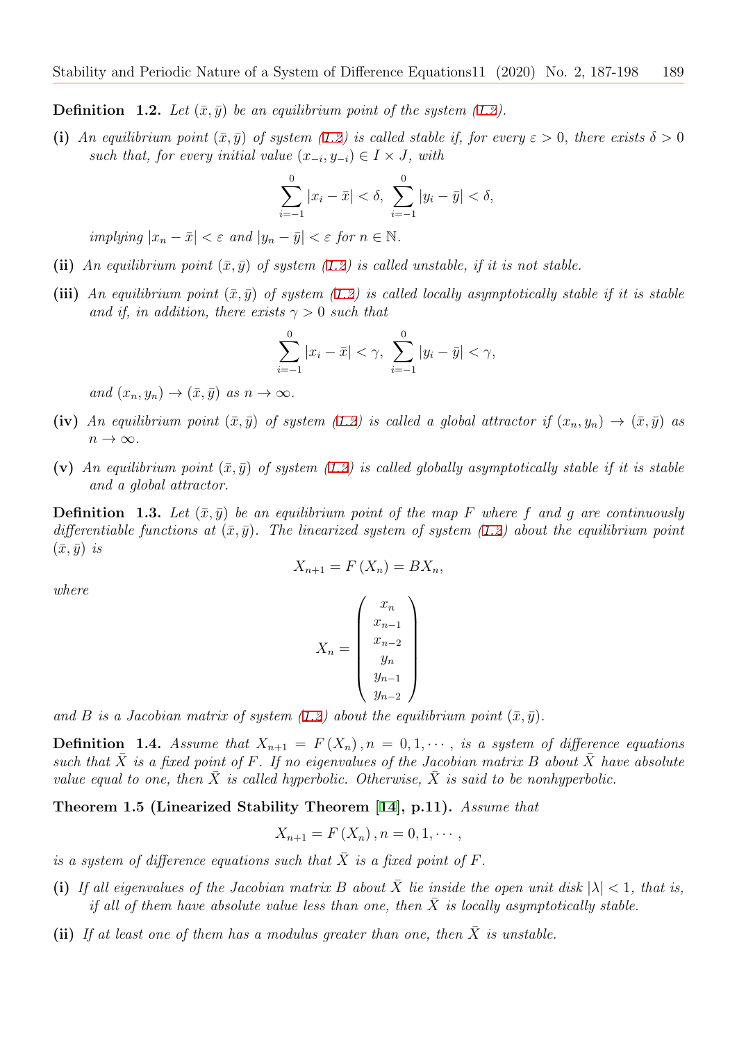**Definition 1.2.** *Let $(\bar{x}, \bar{y})$ be an equilibrium point of the system (1.2).*

**(i)** *An equilibrium point $(\bar{x}, \bar{y})$ of system (1.2) is called stable if, for every $\varepsilon > 0$, there exists $\delta > 0$ such that, for every initial value $(x_{-i}, y_{-i}) \in I \times J$, with*

$$\sum_{i=-1}^{0} |x_i - \bar{x}| < \delta, \ \sum_{i=-1}^{0} |y_i - \bar{y}| < \delta,$$

*implying $|x_n - \bar{x}| < \varepsilon$ and $|y_n - \bar{y}| < \varepsilon$ for $n \in \mathbb{N}$.*

**(ii)** *An equilibrium point $(\bar{x}, \bar{y})$ of system (1.2) is called unstable, if it is not stable.*

**(iii)** *An equilibrium point $(\bar{x}, \bar{y})$ of system (1.2) is called locally asymptotically stable if it is stable and if, in addition, there exists $\gamma > 0$ such that*

$$\sum_{i=-1}^{0} |x_i - \bar{x}| < \gamma, \ \sum_{i=-1}^{0} |y_i - \bar{y}| < \gamma,$$

*and $(x_n, y_n) \to (\bar{x}, \bar{y})$ as $n \to \infty$.*

**(iv)** *An equilibrium point $(\bar{x}, \bar{y})$ of system (1.2) is called a global attractor if $(x_n, y_n) \to (\bar{x}, \bar{y})$ as $n \to \infty$.*

**(v)** *An equilibrium point $(\bar{x}, \bar{y})$ of system (1.2) is called globally asymptotically stable if it is stable and a global attractor.*

**Definition 1.3.** *Let $(\bar{x}, \bar{y})$ be an equilibrium point of the map $F$ where $f$ and $g$ are continuously differentiable functions at $(\bar{x}, \bar{y})$. The linearized system of system (1.2) about the equilibrium point $(\bar{x}, \bar{y})$ is*

$$X_{n+1} = F(X_n) = BX_n,$$

*where*

$$X_n = \begin{pmatrix} x_n \\ x_{n-1} \\ x_{n-2} \\ y_n \\ y_{n-1} \\ y_{n-2} \end{pmatrix}$$

*and $B$ is a Jacobian matrix of system (1.2) about the equilibrium point $(\bar{x}, \bar{y})$.*

**Definition 1.4.** *Assume that $X_{n+1} = F(X_n), n = 0, 1, \cdots,$ is a system of difference equations such that $\bar{X}$ is a fixed point of $F$. If no eigenvalues of the Jacobian matrix $B$ about $\bar{X}$ have absolute value equal to one, then $\bar{X}$ is called hyperbolic. Otherwise, $\bar{X}$ is said to be nonhyperbolic.*

**Theorem 1.5 (Linearized Stability Theorem [14], p.11).** *Assume that*

$$X_{n+1} = F(X_n), n = 0, 1, \cdots,$$

*is a system of difference equations such that $\bar{X}$ is a fixed point of $F$.*

**(i)** *If all eigenvalues of the Jacobian matrix $B$ about $\bar{X}$ lie inside the open unit disk $|\lambda| < 1$, that is, if all of them have absolute value less than one, then $\bar{X}$ is locally asymptotically stable.*

**(ii)** *If at least one of them has a modulus greater than one, then $\bar{X}$ is unstable.*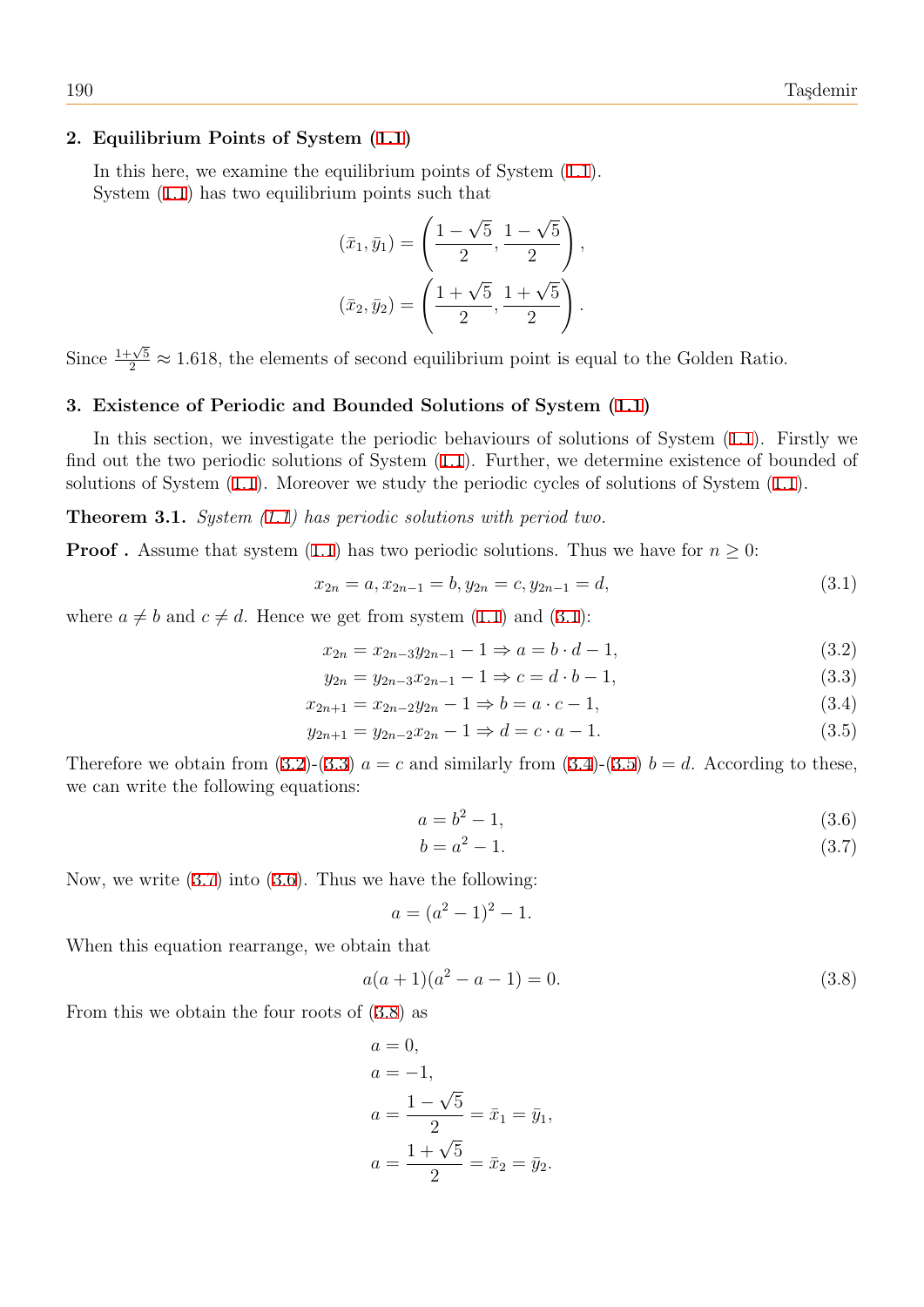## 2. Equilibrium Points of System (1.1)

In this here, we examine the equilibrium points of System (1.1).
System (1.1) has two equilibrium points such that

$$(\bar{x}_1, \bar{y}_1) = \left( \frac{1-\sqrt{5}}{2}, \frac{1-\sqrt{5}}{2} \right),$$
$$(\bar{x}_2, \bar{y}_2) = \left( \frac{1+\sqrt{5}}{2}, \frac{1+\sqrt{5}}{2} \right).$$

Since $\frac{1+\sqrt{5}}{2} \approx 1.618$, the elements of second equilibrium point is equal to the Golden Ratio.

## 3. Existence of Periodic and Bounded Solutions of System (1.1)

In this section, we investigate the periodic behaviours of solutions of System (1.1). Firstly we find out the two periodic solutions of System (1.1). Further, we determine existence of bounded of solutions of System (1.1). Moreover we study the periodic cycles of solutions of System (1.1).

**Theorem 3.1.** *System (1.1) has periodic solutions with period two.*

**Proof .** Assume that system (1.1) has two periodic solutions. Thus we have for $n \geq 0$:

$$x_{2n} = a, x_{2n-1} = b, y_{2n} = c, y_{2n-1} = d, \tag{3.1}$$

where $a \neq b$ and $c \neq d$. Hence we get from system (1.1) and (3.1):

$$x_{2n} = x_{2n-3}y_{2n-1} - 1 \Rightarrow a = b \cdot d - 1, \tag{3.2}$$
$$y_{2n} = y_{2n-3}x_{2n-1} - 1 \Rightarrow c = d \cdot b - 1, \tag{3.3}$$
$$x_{2n+1} = x_{2n-2}y_{2n} - 1 \Rightarrow b = a \cdot c - 1, \tag{3.4}$$
$$y_{2n+1} = y_{2n-2}x_{2n} - 1 \Rightarrow d = c \cdot a - 1. \tag{3.5}$$

Therefore we obtain from (3.2)-(3.3) $a = c$ and similarly from (3.4)-(3.5) $b = d$. According to these, we can write the following equations:

$$a = b^2 - 1, \tag{3.6}$$
$$b = a^2 - 1. \tag{3.7}$$

Now, we write (3.7) into (3.6). Thus we have the following:

$$a = (a^2 - 1)^2 - 1.$$

When this equation rearrange, we obtain that

$$a(a+1)(a^2 - a - 1) = 0. \tag{3.8}$$

From this we obtain the four roots of (3.8) as

$$a = 0,$$
$$a = -1,$$
$$a = \frac{1-\sqrt{5}}{2} = \bar{x}_1 = \bar{y}_1,$$
$$a = \frac{1+\sqrt{5}}{2} = \bar{x}_2 = \bar{y}_2.$$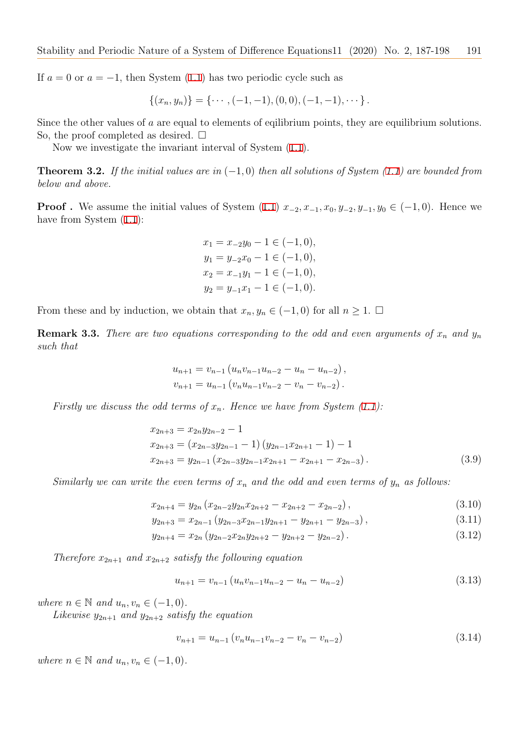If $a = 0$ or $a = -1$, then System (1.1) has two periodic cycle such as

$$\{(x_n, y_n)\} = \{\cdots, (-1,-1), (0,0), (-1,-1), \cdots\}.$$

Since the other values of $a$ are equal to elements of eqilibrium points, they are equilibrium solutions. So, the proof completed as desired. □

Now we investigate the invariant interval of System (1.1).

**Theorem 3.2.** *If the initial values are in $(-1, 0)$ then all solutions of System (1.1) are bounded from below and above.*

**Proof .** We assume the initial values of System (1.1) $x_{-2}, x_{-1}, x_0, y_{-2}, y_{-1}, y_0 \in (-1, 0)$. Hence we have from System (1.1):

$$\begin{aligned}
x_1 &= x_{-2}y_0 - 1 \in (-1, 0), \\
y_1 &= y_{-2}x_0 - 1 \in (-1, 0), \\
x_2 &= x_{-1}y_1 - 1 \in (-1, 0), \\
y_2 &= y_{-1}x_1 - 1 \in (-1, 0).
\end{aligned}$$

From these and by induction, we obtain that $x_n, y_n \in (-1, 0)$ for all $n \geq 1$. □

**Remark 3.3.** *There are two equations corresponding to the odd and even arguments of $x_n$ and $y_n$ such that*

$$\begin{aligned}
u_{n+1} &= v_{n-1}\left(u_n v_{n-1} u_{n-2} - u_n - u_{n-2}\right), \\
v_{n+1} &= u_{n-1}\left(v_n u_{n-1} v_{n-2} - v_n - v_{n-2}\right).
\end{aligned}$$

*Firstly we discuss the odd terms of $x_n$. Hence we have from System (1.1):*

$$\begin{aligned}
x_{2n+3} &= x_{2n}y_{2n-2} - 1 \\
x_{2n+3} &= \left(x_{2n-3}y_{2n-1} - 1\right)\left(y_{2n-1}x_{2n+1} - 1\right) - 1 \\
x_{2n+3} &= y_{2n-1}\left(x_{2n-3}y_{2n-1}x_{2n+1} - x_{2n+1} - x_{2n-3}\right).
\end{aligned} \tag{3.9}$$

*Similarly we can write the even terms of $x_n$ and the odd and even terms of $y_n$ as follows:*

$$x_{2n+4} = y_{2n}\left(x_{2n-2}y_{2n}x_{2n+2} - x_{2n+2} - x_{2n-2}\right), \tag{3.10}$$

$$y_{2n+3} = x_{2n-1}\left(y_{2n-3}x_{2n-1}y_{2n+1} - y_{2n+1} - y_{2n-3}\right), \tag{3.11}$$

$$y_{2n+4} = x_{2n}\left(y_{2n-2}x_{2n}y_{2n+2} - y_{2n+2} - y_{2n-2}\right). \tag{3.12}$$

*Therefore $x_{2n+1}$ and $x_{2n+2}$ satisfy the following equation*

$$u_{n+1} = v_{n-1}\left(u_n v_{n-1} u_{n-2} - u_n - u_{n-2}\right) \tag{3.13}$$

*where $n \in \mathbb{N}$ and $u_n, v_n \in (-1, 0)$.*

*Likewise $y_{2n+1}$ and $y_{2n+2}$ satisfy the equation*

$$v_{n+1} = u_{n-1}\left(v_n u_{n-1} v_{n-2} - v_n - v_{n-2}\right) \tag{3.14}$$

*where $n \in \mathbb{N}$ and $u_n, v_n \in (-1, 0)$.*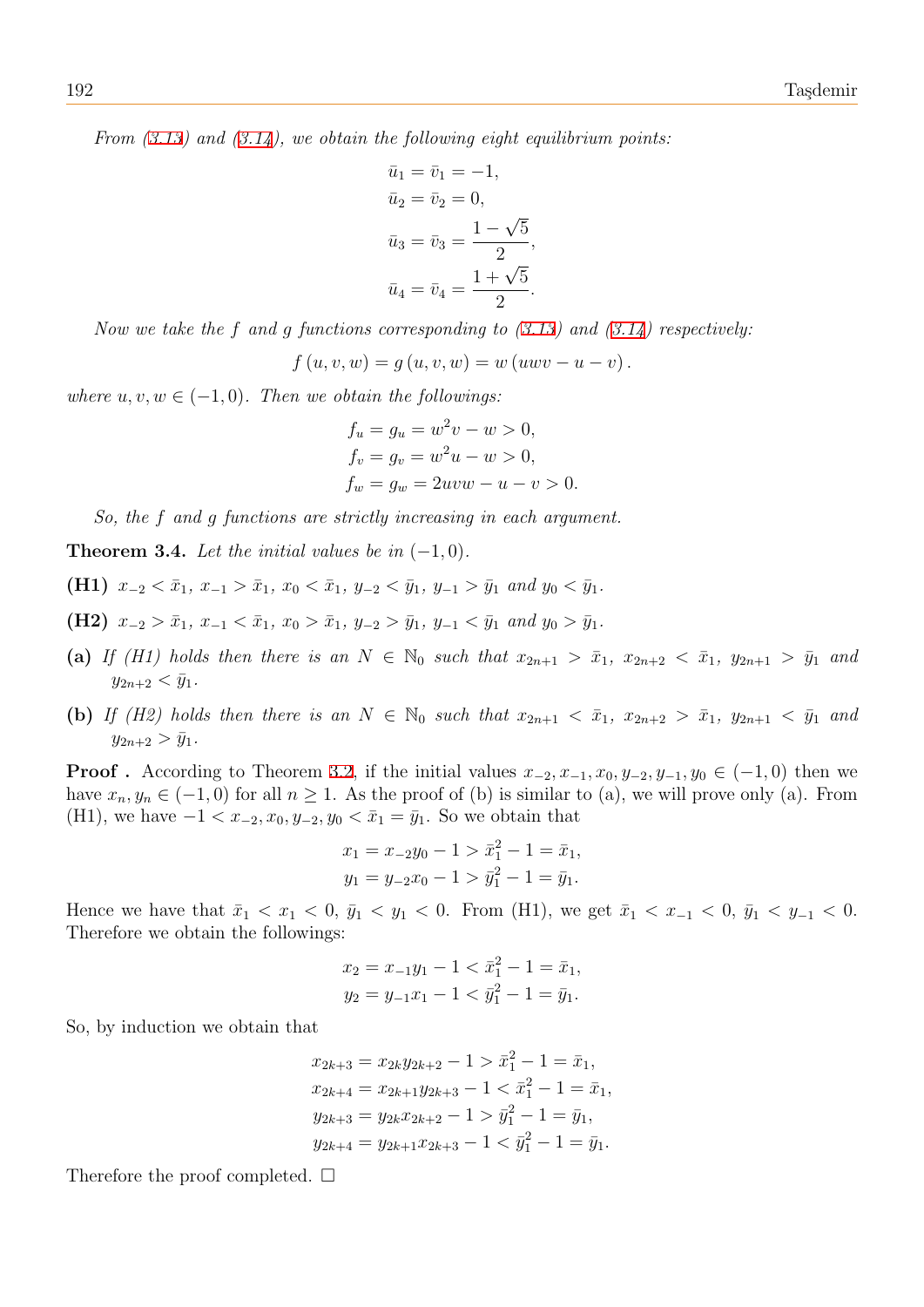*From (3.13) and (3.14), we obtain the following eight equilibrium points:*

$$\bar{u}_1 = \bar{v}_1 = -1,$$
$$\bar{u}_2 = \bar{v}_2 = 0,$$
$$\bar{u}_3 = \bar{v}_3 = \frac{1-\sqrt{5}}{2},$$
$$\bar{u}_4 = \bar{v}_4 = \frac{1+\sqrt{5}}{2}.$$

*Now we take the $f$ and $g$ functions corresponding to (3.13) and (3.14) respectively:*

$$f(u,v,w) = g(u,v,w) = w(uwv - u - v).$$

*where $u, v, w \in (-1, 0)$. Then we obtain the followings:*

$$f_u = g_u = w^2 v - w > 0,$$
$$f_v = g_v = w^2 u - w > 0,$$
$$f_w = g_w = 2uvw - u - v > 0.$$

*So, the $f$ and $g$ functions are strictly increasing in each argument.*

**Theorem 3.4.** *Let the initial values be in $(-1, 0)$.*

**(H1)** $x_{-2} < \bar{x}_1$, $x_{-1} > \bar{x}_1$, $x_0 < \bar{x}_1$, $y_{-2} < \bar{y}_1$, $y_{-1} > \bar{y}_1$ *and* $y_0 < \bar{y}_1$.

**(H2)** $x_{-2} > \bar{x}_1$, $x_{-1} < \bar{x}_1$, $x_0 > \bar{x}_1$, $y_{-2} > \bar{y}_1$, $y_{-1} < \bar{y}_1$ *and* $y_0 > \bar{y}_1$.

**(a)** *If (H1) holds then there is an $N \in \mathbb{N}_0$ such that $x_{2n+1} > \bar{x}_1$, $x_{2n+2} < \bar{x}_1$, $y_{2n+1} > \bar{y}_1$ and $y_{2n+2} < \bar{y}_1$.*

**(b)** *If (H2) holds then there is an $N \in \mathbb{N}_0$ such that $x_{2n+1} < \bar{x}_1$, $x_{2n+2} > \bar{x}_1$, $y_{2n+1} < \bar{y}_1$ and $y_{2n+2} > \bar{y}_1$.*

**Proof .** According to Theorem 3.2, if the initial values $x_{-2}, x_{-1}, x_0, y_{-2}, y_{-1}, y_0 \in (-1, 0)$ then we have $x_n, y_n \in (-1, 0)$ for all $n \geq 1$. As the proof of (b) is similar to (a), we will prove only (a). From (H1), we have $-1 < x_{-2}, x_0, y_{-2}, y_0 < \bar{x}_1 = \bar{y}_1$. So we obtain that

$$x_1 = x_{-2}y_0 - 1 > \bar{x}_1^2 - 1 = \bar{x}_1,$$
$$y_1 = y_{-2}x_0 - 1 > \bar{y}_1^2 - 1 = \bar{y}_1.$$

Hence we have that $\bar{x}_1 < x_1 < 0$, $\bar{y}_1 < y_1 < 0$. From (H1), we get $\bar{x}_1 < x_{-1} < 0$, $\bar{y}_1 < y_{-1} < 0$. Therefore we obtain the followings:

$$x_2 = x_{-1}y_1 - 1 < \bar{x}_1^2 - 1 = \bar{x}_1,$$
$$y_2 = y_{-1}x_1 - 1 < \bar{y}_1^2 - 1 = \bar{y}_1.$$

So, by induction we obtain that

$$x_{2k+3} = x_{2k}y_{2k+2} - 1 > \bar{x}_1^2 - 1 = \bar{x}_1,$$
$$x_{2k+4} = x_{2k+1}y_{2k+3} - 1 < \bar{x}_1^2 - 1 = \bar{x}_1,$$
$$y_{2k+3} = y_{2k}x_{2k+2} - 1 > \bar{y}_1^2 - 1 = \bar{y}_1,$$
$$y_{2k+4} = y_{2k+1}x_{2k+3} - 1 < \bar{y}_1^2 - 1 = \bar{y}_1.$$

Therefore the proof completed. □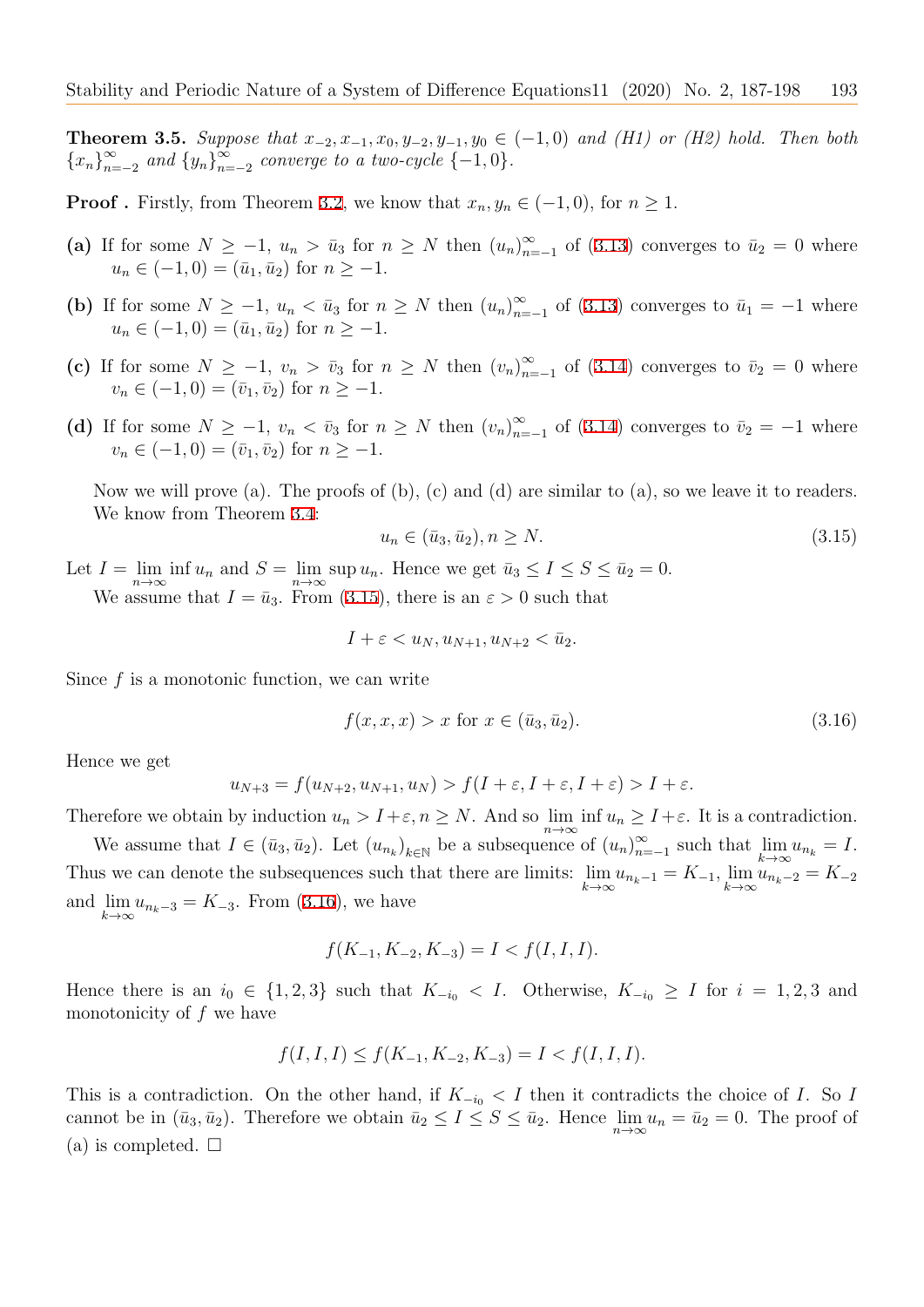**Theorem 3.5.** *Suppose that $x_{-2}, x_{-1}, x_0, y_{-2}, y_{-1}, y_0 \in (-1, 0)$ and (H1) or (H2) hold. Then both $\{x_n\}_{n=-2}^{\infty}$ and $\{y_n\}_{n=-2}^{\infty}$ converge to a two-cycle $\{-1, 0\}$.*

**Proof .** Firstly, from Theorem 3.2, we know that $x_n, y_n \in (-1, 0)$, for $n \geq 1$.

**(a)** If for some $N \geq -1$, $u_n > \bar{u}_3$ for $n \geq N$ then $(u_n)_{n=-1}^{\infty}$ of (3.13) converges to $\bar{u}_2 = 0$ where $u_n \in (-1, 0) = (\bar{u}_1, \bar{u}_2)$ for $n \geq -1$.

**(b)** If for some $N \geq -1$, $u_n < \bar{u}_3$ for $n \geq N$ then $(u_n)_{n=-1}^{\infty}$ of (3.13) converges to $\bar{u}_1 = -1$ where $u_n \in (-1, 0) = (\bar{u}_1, \bar{u}_2)$ for $n \geq -1$.

**(c)** If for some $N \geq -1$, $v_n > \bar{v}_3$ for $n \geq N$ then $(v_n)_{n=-1}^{\infty}$ of (3.14) converges to $\bar{v}_2 = 0$ where $v_n \in (-1, 0) = (\bar{v}_1, \bar{v}_2)$ for $n \geq -1$.

**(d)** If for some $N \geq -1$, $v_n < \bar{v}_3$ for $n \geq N$ then $(v_n)_{n=-1}^{\infty}$ of (3.14) converges to $\bar{v}_2 = -1$ where $v_n \in (-1, 0) = (\bar{v}_1, \bar{v}_2)$ for $n \geq -1$.

Now we will prove (a). The proofs of (b), (c) and (d) are similar to (a), so we leave it to readers. We know from Theorem 3.4:

$$u_n \in (\bar{u}_3, \bar{u}_2), n \geq N. \tag{3.15}$$

Let $I = \lim_{n\to\infty} \inf u_n$ and $S = \lim_{n\to\infty} \sup u_n$. Hence we get $\bar{u}_3 \leq I \leq S \leq \bar{u}_2 = 0$.

We assume that $I = \bar{u}_3$. From (3.15), there is an $\varepsilon > 0$ such that

$$I + \varepsilon < u_N, u_{N+1}, u_{N+2} < \bar{u}_2.$$

Since $f$ is a monotonic function, we can write

$$f(x, x, x) > x \text{ for } x \in (\bar{u}_3, \bar{u}_2). \tag{3.16}$$

Hence we get

$$u_{N+3} = f(u_{N+2}, u_{N+1}, u_N) > f(I + \varepsilon, I + \varepsilon, I + \varepsilon) > I + \varepsilon.$$

Therefore we obtain by induction $u_n > I + \varepsilon, n \geq N$. And so $\lim_{n\to\infty} \inf u_n \geq I + \varepsilon$. It is a contradiction.

We assume that $I \in (\bar{u}_3, \bar{u}_2)$. Let $(u_{n_k})_{k\in\mathbb{N}}$ be a subsequence of $(u_n)_{n=-1}^{\infty}$ such that $\lim_{k\to\infty} u_{n_k} = I$. Thus we can denote the subsequences such that there are limits: $\lim_{k\to\infty} u_{n_k-1} = K_{-1}$, $\lim_{k\to\infty} u_{n_k-2} = K_{-2}$ and $\lim_{k\to\infty} u_{n_k-3} = K_{-3}$. From (3.16), we have

$$f(K_{-1}, K_{-2}, K_{-3}) = I < f(I, I, I).$$

Hence there is an $i_0 \in \{1, 2, 3\}$ such that $K_{-i_0} < I$. Otherwise, $K_{-i_0} \geq I$ for $i = 1, 2, 3$ and monotonicity of $f$ we have

$$f(I, I, I) \leq f(K_{-1}, K_{-2}, K_{-3}) = I < f(I, I, I).$$

This is a contradiction. On the other hand, if $K_{-i_0} < I$ then it contradicts the choice of $I$. So $I$ cannot be in $(\bar{u}_3, \bar{u}_2)$. Therefore we obtain $\bar{u}_2 \leq I \leq S \leq \bar{u}_2$. Hence $\lim_{n\to\infty} u_n = \bar{u}_2 = 0$. The proof of (a) is completed. $\square$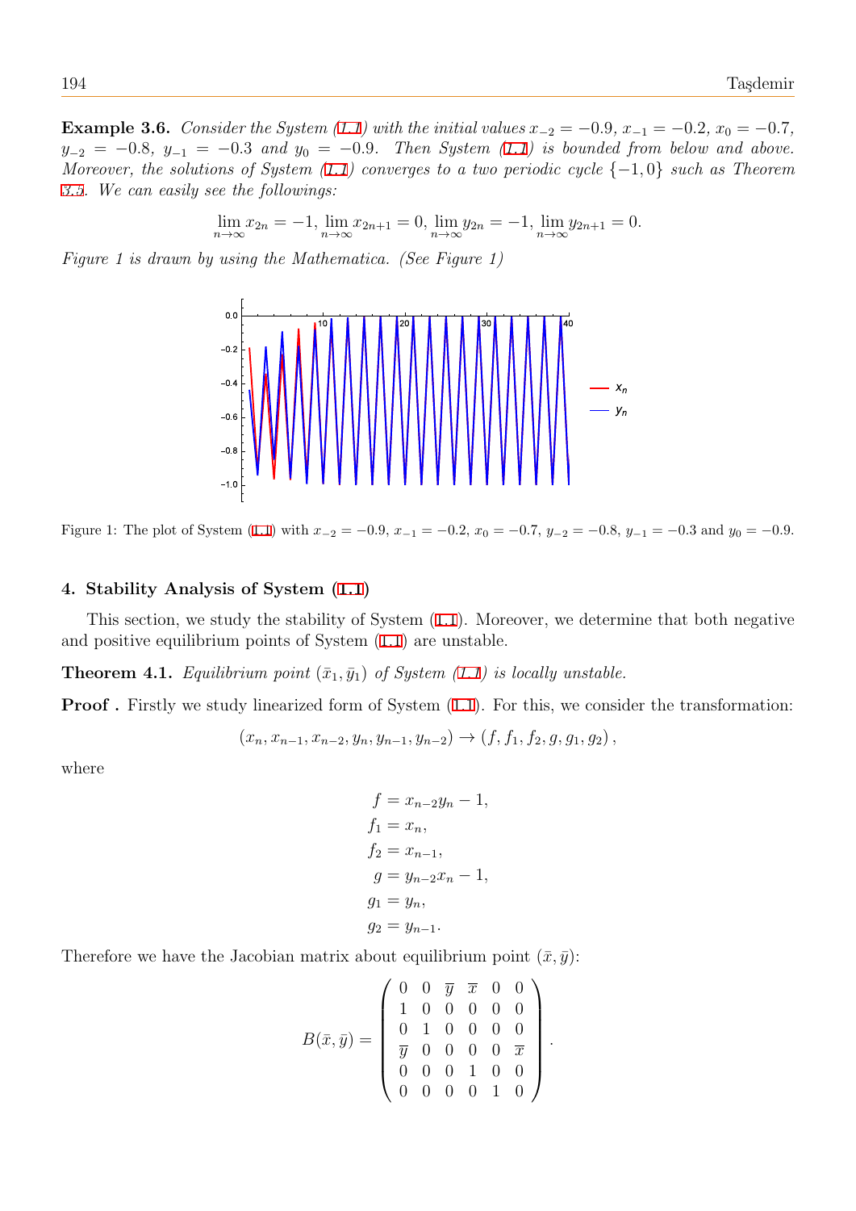**Example 3.6.** *Consider the System (1.1) with the initial values $x_{-2} = -0.9$, $x_{-1} = -0.2$, $x_0 = -0.7$, $y_{-2} = -0.8$, $y_{-1} = -0.3$ and $y_0 = -0.9$. Then System (1.1) is bounded from below and above. Moreover, the solutions of System (1.1) converges to a two periodic cycle $\{-1, 0\}$ such as Theorem 3.5. We can easily see the followings:*

$$\lim_{n\to\infty} x_{2n} = -1, \lim_{n\to\infty} x_{2n+1} = 0, \lim_{n\to\infty} y_{2n} = -1, \lim_{n\to\infty} y_{2n+1} = 0.$$

*Figure 1 is drawn by using the Mathematica. (See Figure 1)*

Figure 1: The plot of System (1.1) with $x_{-2} = -0.9$, $x_{-1} = -0.2$, $x_0 = -0.7$, $y_{-2} = -0.8$, $y_{-1} = -0.3$ and $y_0 = -0.9$.

## 4. Stability Analysis of System (1.1)

This section, we study the stability of System (1.1). Moreover, we determine that both negative and positive equilibrium points of System (1.1) are unstable.

**Theorem 4.1.** *Equilibrium point $(\bar{x}_1, \bar{y}_1)$ of System (1.1) is locally unstable.*

**Proof .** Firstly we study linearized form of System (1.1). For this, we consider the transformation:

$$(x_n, x_{n-1}, x_{n-2}, y_n, y_{n-1}, y_{n-2}) \to (f, f_1, f_2, g, g_1, g_2),$$

where

$$\begin{aligned}
f &= x_{n-2}y_n - 1, \\
f_1 &= x_n, \\
f_2 &= x_{n-1}, \\
g &= y_{n-2}x_n - 1, \\
g_1 &= y_n, \\
g_2 &= y_{n-1}.
\end{aligned}$$

Therefore we have the Jacobian matrix about equilibrium point $(\bar{x}, \bar{y})$:

$$B(\bar{x}, \bar{y}) = \begin{pmatrix} 0 & 0 & \overline{y} & \overline{x} & 0 & 0 \\ 1 & 0 & 0 & 0 & 0 & 0 \\ 0 & 1 & 0 & 0 & 0 & 0 \\ \overline{y} & 0 & 0 & 0 & 0 & \overline{x} \\ 0 & 0 & 0 & 1 & 0 & 0 \\ 0 & 0 & 0 & 0 & 1 & 0 \end{pmatrix}.$$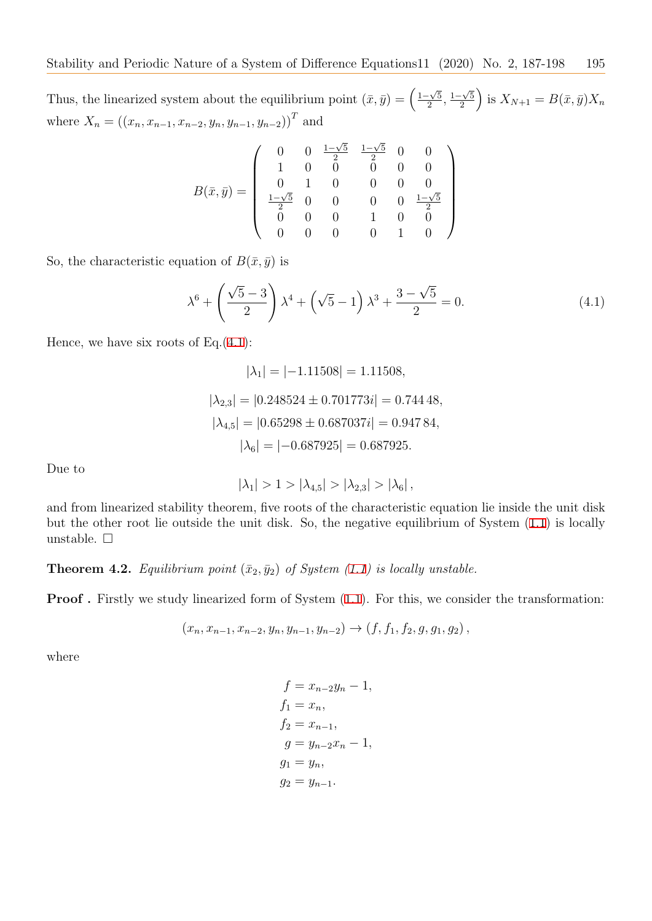Thus, the linearized system about the equilibrium point $(\bar{x}, \bar{y}) = \left(\frac{1-\sqrt{5}}{2}, \frac{1-\sqrt{5}}{2}\right)$ is $X_{N+1} = B(\bar{x}, \bar{y})X_n$ where $X_n = ((x_n, x_{n-1}, x_{n-2}, y_n, y_{n-1}, y_{n-2}))^T$ and

$$B(\bar{x}, \bar{y}) = \begin{pmatrix} 0 & 0 & \frac{1-\sqrt{5}}{2} & \frac{1-\sqrt{5}}{2} & 0 & 0 \\ 1 & 0 & 0 & 0 & 0 & 0 \\ 0 & 1 & 0 & 0 & 0 & 0 \\ \frac{1-\sqrt{5}}{2} & 0 & 0 & 0 & 0 & \frac{1-\sqrt{5}}{2} \\ 0 & 0 & 0 & 1 & 0 & 0 \\ 0 & 0 & 0 & 0 & 1 & 0 \end{pmatrix}$$

So, the characteristic equation of $B(\bar{x}, \bar{y})$ is

$$\lambda^6 + \left(\frac{\sqrt{5}-3}{2}\right)\lambda^4 + \left(\sqrt{5}-1\right)\lambda^3 + \frac{3-\sqrt{5}}{2} = 0. \tag{4.1}$$

Hence, we have six roots of Eq.(4.1):

$$|\lambda_1| = |-1.11508| = 1.11508,$$

$$|\lambda_{2,3}| = |0.248524 \pm 0.701773i| = 0.744\,48,$$

$$|\lambda_{4,5}| = |0.65298 \pm 0.687037i| = 0.947\,84,$$

$$|\lambda_6| = |-0.687925| = 0.687925.$$

Due to

$$|\lambda_1| > 1 > |\lambda_{4,5}| > |\lambda_{2,3}| > |\lambda_6|,$$

and from linearized stability theorem, five roots of the characteristic equation lie inside the unit disk but the other root lie outside the unit disk. So, the negative equilibrium of System (1.1) is locally unstable. □

**Theorem 4.2.** *Equilibrium point $(\bar{x}_2, \bar{y}_2)$ of System (1.1) is locally unstable.*

**Proof .** Firstly we study linearized form of System (1.1). For this, we consider the transformation:

$$(x_n, x_{n-1}, x_{n-2}, y_n, y_{n-1}, y_{n-2}) \to (f, f_1, f_2, g, g_1, g_2),$$

where

$$\begin{aligned} f &= x_{n-2}y_n - 1, \\ f_1 &= x_n, \\ f_2 &= x_{n-1}, \\ g &= y_{n-2}x_n - 1, \\ g_1 &= y_n, \\ g_2 &= y_{n-1}. \end{aligned}$$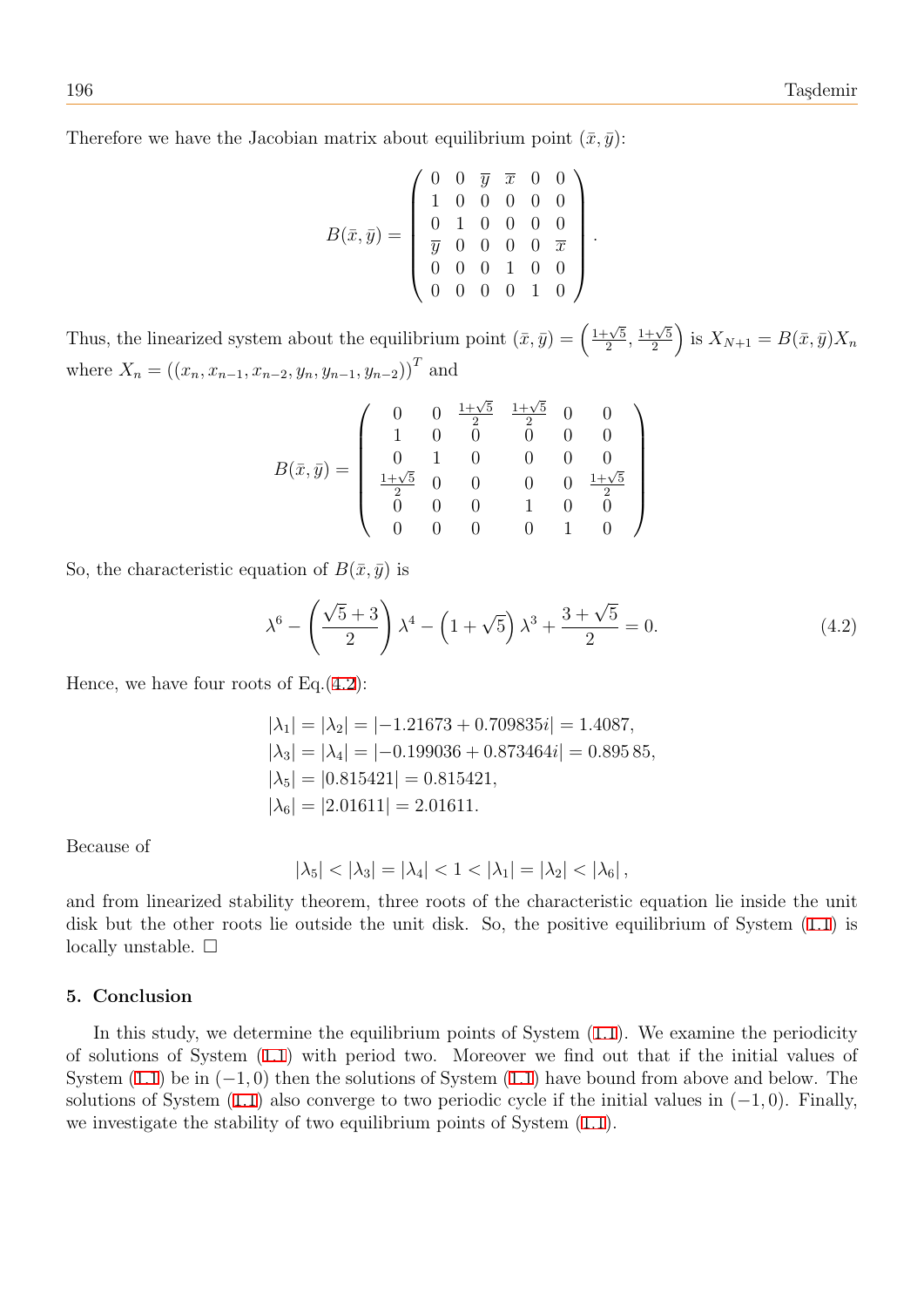Therefore we have the Jacobian matrix about equilibrium point $(\bar{x}, \bar{y})$:

$$B(\bar{x}, \bar{y}) = \begin{pmatrix} 0 & 0 & \overline{y} & \overline{x} & 0 & 0 \\ 1 & 0 & 0 & 0 & 0 & 0 \\ 0 & 1 & 0 & 0 & 0 & 0 \\ \overline{y} & 0 & 0 & 0 & 0 & \overline{x} \\ 0 & 0 & 0 & 1 & 0 & 0 \\ 0 & 0 & 0 & 0 & 1 & 0 \end{pmatrix}.$$

Thus, the linearized system about the equilibrium point $(\bar{x}, \bar{y}) = \left(\frac{1+\sqrt{5}}{2}, \frac{1+\sqrt{5}}{2}\right)$ is $X_{N+1} = B(\bar{x}, \bar{y})X_n$ where $X_n = ((x_n, x_{n-1}, x_{n-2}, y_n, y_{n-1}, y_{n-2}))^T$ and

$$B(\bar{x}, \bar{y}) = \begin{pmatrix} 0 & 0 & \frac{1+\sqrt{5}}{2} & \frac{1+\sqrt{5}}{2} & 0 & 0 \\ 1 & 0 & 0 & 0 & 0 & 0 \\ 0 & 1 & 0 & 0 & 0 & 0 \\ \frac{1+\sqrt{5}}{2} & 0 & 0 & 0 & 0 & \frac{1+\sqrt{5}}{2} \\ 0 & 0 & 0 & 1 & 0 & 0 \\ 0 & 0 & 0 & 0 & 1 & 0 \end{pmatrix}$$

So, the characteristic equation of $B(\bar{x}, \bar{y})$ is

$$\lambda^6 - \left(\frac{\sqrt{5}+3}{2}\right)\lambda^4 - \left(1+\sqrt{5}\right)\lambda^3 + \frac{3+\sqrt{5}}{2} = 0. \tag{4.2}$$

Hence, we have four roots of Eq.(4.2):

$$\begin{aligned} |\lambda_1| = |\lambda_2| &= |-1.21673 + 0.709835i| = 1.4087, \\ |\lambda_3| = |\lambda_4| &= |-0.199036 + 0.873464i| = 0.89585, \\ |\lambda_5| &= |0.815421| = 0.815421, \\ |\lambda_6| &= |2.01611| = 2.01611. \end{aligned}$$

Because of

$$|\lambda_5| < |\lambda_3| = |\lambda_4| < 1 < |\lambda_1| = |\lambda_2| < |\lambda_6|,$$

and from linearized stability theorem, three roots of the characteristic equation lie inside the unit disk but the other roots lie outside the unit disk. So, the positive equilibrium of System (1.1) is locally unstable. □

## 5. Conclusion

In this study, we determine the equilibrium points of System (1.1). We examine the periodicity of solutions of System (1.1) with period two. Moreover we find out that if the initial values of System (1.1) be in $(-1, 0)$ then the solutions of System (1.1) have bound from above and below. The solutions of System (1.1) also converge to two periodic cycle if the initial values in $(-1, 0)$. Finally, we investigate the stability of two equilibrium points of System (1.1).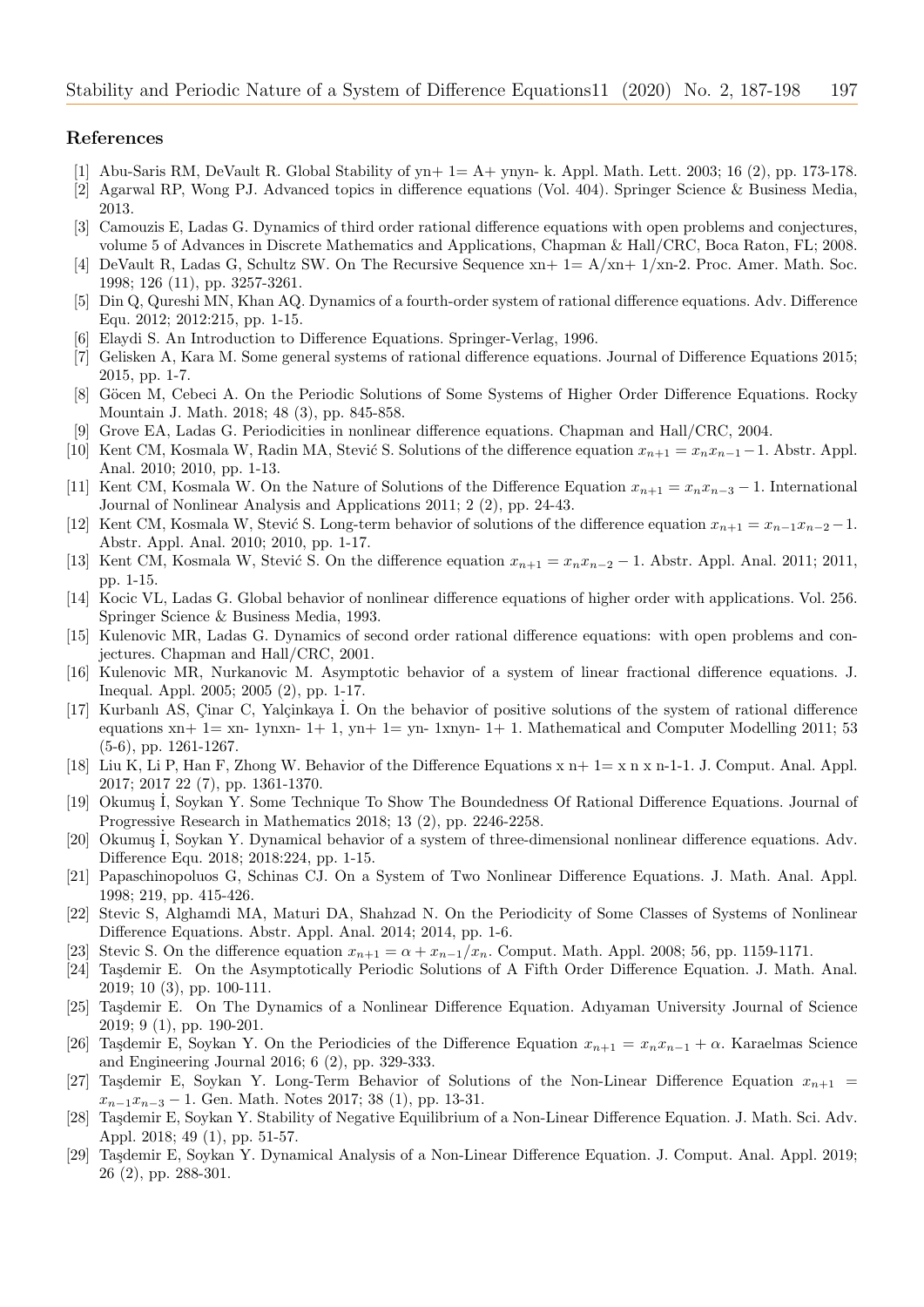## References

[1] Abu-Saris RM, DeVault R. Global Stability of yn+ 1= A+ ynyn- k. Appl. Math. Lett. 2003; 16 (2), pp. 173-178.

[2] Agarwal RP, Wong PJ. Advanced topics in difference equations (Vol. 404). Springer Science & Business Media, 2013.

[3] Camouzis E, Ladas G. Dynamics of third order rational difference equations with open problems and conjectures, volume 5 of Advances in Discrete Mathematics and Applications, Chapman & Hall/CRC, Boca Raton, FL; 2008.

[4] DeVault R, Ladas G, Schultz SW. On The Recursive Sequence xn+ 1= A/xn+ 1/xn-2. Proc. Amer. Math. Soc. 1998; 126 (11), pp. 3257-3261.

[5] Din Q, Qureshi MN, Khan AQ. Dynamics of a fourth-order system of rational difference equations. Adv. Difference Equ. 2012; 2012:215, pp. 1-15.

[6] Elaydi S. An Introduction to Difference Equations. Springer-Verlag, 1996.

[7] Gelisken A, Kara M. Some general systems of rational difference equations. Journal of Difference Equations 2015; 2015, pp. 1-7.

[8] Göcen M, Cebeci A. On the Periodic Solutions of Some Systems of Higher Order Difference Equations. Rocky Mountain J. Math. 2018; 48 (3), pp. 845-858.

[9] Grove EA, Ladas G. Periodicities in nonlinear difference equations. Chapman and Hall/CRC, 2004.

[10] Kent CM, Kosmala W, Radin MA, Stević S. Solutions of the difference equation $x_{n+1} = x_n x_{n-1} - 1$. Abstr. Appl. Anal. 2010; 2010, pp. 1-13.

[11] Kent CM, Kosmala W. On the Nature of Solutions of the Difference Equation $x_{n+1} = x_n x_{n-3} - 1$. International Journal of Nonlinear Analysis and Applications 2011; 2 (2), pp. 24-43.

[12] Kent CM, Kosmala W, Stević S. Long-term behavior of solutions of the difference equation $x_{n+1} = x_{n-1}x_{n-2} - 1$. Abstr. Appl. Anal. 2010; 2010, pp. 1-17.

[13] Kent CM, Kosmala W, Stević S. On the difference equation $x_{n+1} = x_n x_{n-2} - 1$. Abstr. Appl. Anal. 2011; 2011, pp. 1-15.

[14] Kocic VL, Ladas G. Global behavior of nonlinear difference equations of higher order with applications. Vol. 256. Springer Science & Business Media, 1993.

[15] Kulenovic MR, Ladas G. Dynamics of second order rational difference equations: with open problems and conjectures. Chapman and Hall/CRC, 2001.

[16] Kulenovic MR, Nurkanovic M. Asymptotic behavior of a system of linear fractional difference equations. J. Inequal. Appl. 2005; 2005 (2), pp. 1-17.

[17] Kurbanlı AS, Çinar C, Yalçinkaya İ. On the behavior of positive solutions of the system of rational difference equations xn+ 1= xn- 1ynxn- 1+ 1, yn+ 1= yn- 1xnyn- 1+ 1. Mathematical and Computer Modelling 2011; 53 (5-6), pp. 1261-1267.

[18] Liu K, Li P, Han F, Zhong W. Behavior of the Difference Equations x n+ 1= x n x n-1-1. J. Comput. Anal. Appl. 2017; 2017 22 (7), pp. 1361-1370.

[19] Okumuş İ, Soykan Y. Some Technique To Show The Boundedness Of Rational Difference Equations. Journal of Progressive Research in Mathematics 2018; 13 (2), pp. 2246-2258.

[20] Okumuş İ, Soykan Y. Dynamical behavior of a system of three-dimensional nonlinear difference equations. Adv. Difference Equ. 2018; 2018:224, pp. 1-15.

[21] Papaschinopoluos G, Schinas CJ. On a System of Two Nonlinear Difference Equations. J. Math. Anal. Appl. 1998; 219, pp. 415-426.

[22] Stevic S, Alghamdi MA, Maturi DA, Shahzad N. On the Periodicity of Some Classes of Systems of Nonlinear Difference Equations. Abstr. Appl. Anal. 2014; 2014, pp. 1-6.

[23] Stevic S. On the difference equation $x_{n+1} = \alpha + x_{n-1}/x_n$. Comput. Math. Appl. 2008; 56, pp. 1159-1171.

[24] Taşdemir E. On the Asymptotically Periodic Solutions of A Fifth Order Difference Equation. J. Math. Anal. 2019; 10 (3), pp. 100-111.

[25] Taşdemir E. On The Dynamics of a Nonlinear Difference Equation. Adıyaman University Journal of Science 2019; 9 (1), pp. 190-201.

[26] Taşdemir E, Soykan Y. On the Periodicies of the Difference Equation $x_{n+1} = x_n x_{n-1} + \alpha$. Karaelmas Science and Engineering Journal 2016; 6 (2), pp. 329-333.

[27] Taşdemir E, Soykan Y. Long-Term Behavior of Solutions of the Non-Linear Difference Equation $x_{n+1} = x_{n-1}x_{n-3} - 1$. Gen. Math. Notes 2017; 38 (1), pp. 13-31.

[28] Taşdemir E, Soykan Y. Stability of Negative Equilibrium of a Non-Linear Difference Equation. J. Math. Sci. Adv. Appl. 2018; 49 (1), pp. 51-57.

[29] Taşdemir E, Soykan Y. Dynamical Analysis of a Non-Linear Difference Equation. J. Comput. Anal. Appl. 2019; 26 (2), pp. 288-301.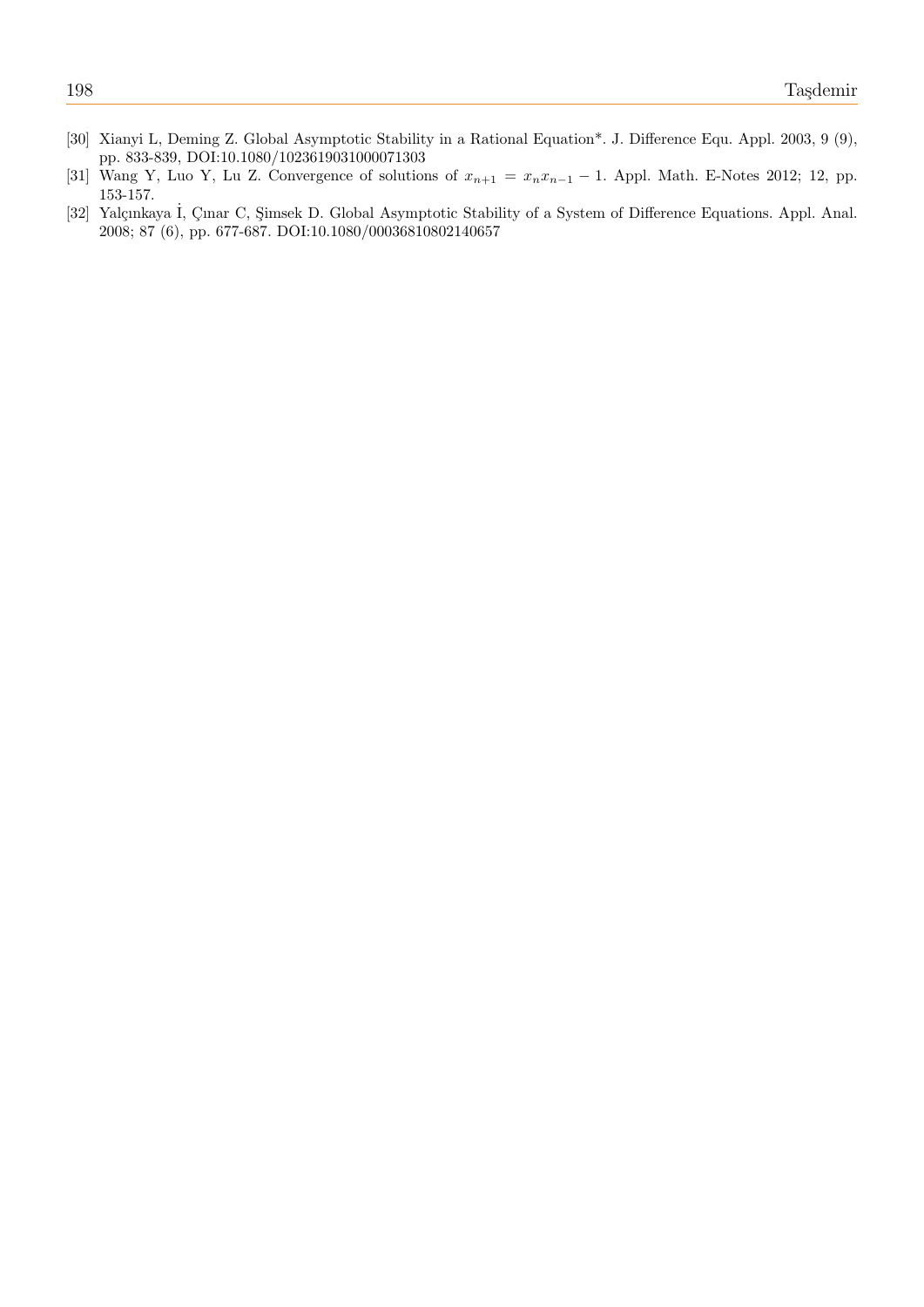[30] Xianyi L, Deming Z. Global Asymptotic Stability in a Rational Equation*. J. Difference Equ. Appl. 2003, 9 (9), pp. 833-839, DOI:10.1080/1023619031000071303

[31] Wang Y, Luo Y, Lu Z. Convergence of solutions of $x_{n+1} = x_n x_{n-1} - 1$. Appl. Math. E-Notes 2012; 12, pp. 153-157.

[32] Yalçınkaya İ, Çınar C, Şimsek D. Global Asymptotic Stability of a System of Difference Equations. Appl. Anal. 2008; 87 (6), pp. 677-687. DOI:10.1080/00036810802140657